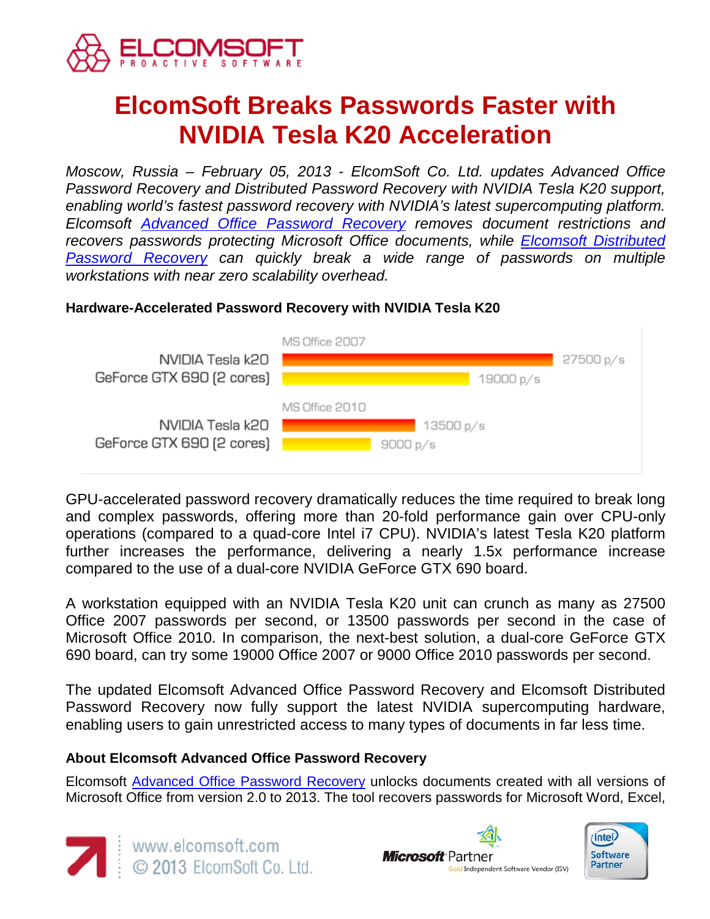# ElcomSoft Breaks Passwords Faster with NVIDIA Tesla K20 Acceleration

*Moscow, Russia – February 05, 2013 - ElcomSoft Co. Ltd. updates Advanced Office Password Recovery and Distributed Password Recovery with NVIDIA Tesla K20 support, enabling world's fastest password recovery with NVIDIA's latest supercomputing platform. Elcomsoft Advanced Office Password Recovery removes document restrictions and recovers passwords protecting Microsoft Office documents, while Elcomsoft Distributed Password Recovery can quickly break a wide range of passwords on multiple workstations with near zero scalability overhead.*

**Hardware-Accelerated Password Recovery with NVIDIA Tesla K20**

| | MS Office 2007 | MS Office 2010 |
|---|---|---|
| NVIDIA Tesla k20 | 27500 p/s | 13500 p/s |
| GeForce GTX 690 (2 cores) | 19000 p/s | 9000 p/s |

GPU-accelerated password recovery dramatically reduces the time required to break long and complex passwords, offering more than 20-fold performance gain over CPU-only operations (compared to a quad-core Intel i7 CPU). NVIDIA's latest Tesla K20 platform further increases the performance, delivering a nearly 1.5x performance increase compared to the use of a dual-core NVIDIA GeForce GTX 690 board.

A workstation equipped with an NVIDIA Tesla K20 unit can crunch as many as 27500 Office 2007 passwords per second, or 13500 passwords per second in the case of Microsoft Office 2010. In comparison, the next-best solution, a dual-core GeForce GTX 690 board, can try some 19000 Office 2007 or 9000 Office 2010 passwords per second.

The updated Elcomsoft Advanced Office Password Recovery and Elcomsoft Distributed Password Recovery now fully support the latest NVIDIA supercomputing hardware, enabling users to gain unrestricted access to many types of documents in far less time.

**About Elcomsoft Advanced Office Password Recovery**

Elcomsoft Advanced Office Password Recovery unlocks documents created with all versions of Microsoft Office from version 2.0 to 2013. The tool recovers passwords for Microsoft Word, Excel,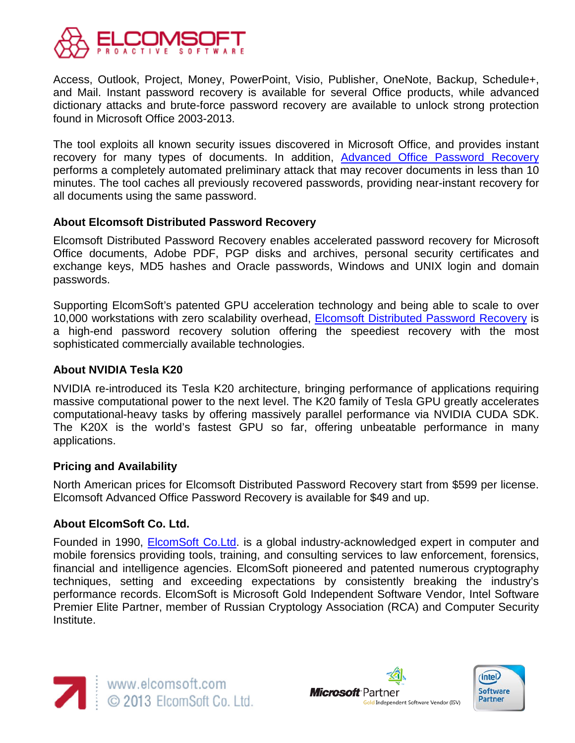Access, Outlook, Project, Money, PowerPoint, Visio, Publisher, OneNote, Backup, Schedule+, and Mail. Instant password recovery is available for several Office products, while advanced dictionary attacks and brute-force password recovery are available to unlock strong protection found in Microsoft Office 2003-2013.

The tool exploits all known security issues discovered in Microsoft Office, and provides instant recovery for many types of documents. In addition, Advanced Office Password Recovery performs a completely automated preliminary attack that may recover documents in less than 10 minutes. The tool caches all previously recovered passwords, providing near-instant recovery for all documents using the same password.

### About Elcomsoft Distributed Password Recovery

Elcomsoft Distributed Password Recovery enables accelerated password recovery for Microsoft Office documents, Adobe PDF, PGP disks and archives, personal security certificates and exchange keys, MD5 hashes and Oracle passwords, Windows and UNIX login and domain passwords.

Supporting ElcomSoft's patented GPU acceleration technology and being able to scale to over 10,000 workstations with zero scalability overhead, Elcomsoft Distributed Password Recovery is a high-end password recovery solution offering the speediest recovery with the most sophisticated commercially available technologies.

### About NVIDIA Tesla K20

NVIDIA re-introduced its Tesla K20 architecture, bringing performance of applications requiring massive computational power to the next level. The K20 family of Tesla GPU greatly accelerates computational-heavy tasks by offering massively parallel performance via NVIDIA CUDA SDK. The K20X is the world's fastest GPU so far, offering unbeatable performance in many applications.

### Pricing and Availability

North American prices for Elcomsoft Distributed Password Recovery start from $599 per license. Elcomsoft Advanced Office Password Recovery is available for $49 and up.

### About ElcomSoft Co. Ltd.

Founded in 1990, ElcomSoft Co.Ltd. is a global industry-acknowledged expert in computer and mobile forensics providing tools, training, and consulting services to law enforcement, forensics, financial and intelligence agencies. ElcomSoft pioneered and patented numerous cryptography techniques, setting and exceeding expectations by consistently breaking the industry's performance records. ElcomSoft is Microsoft Gold Independent Software Vendor, Intel Software Premier Elite Partner, member of Russian Cryptology Association (RCA) and Computer Security Institute.